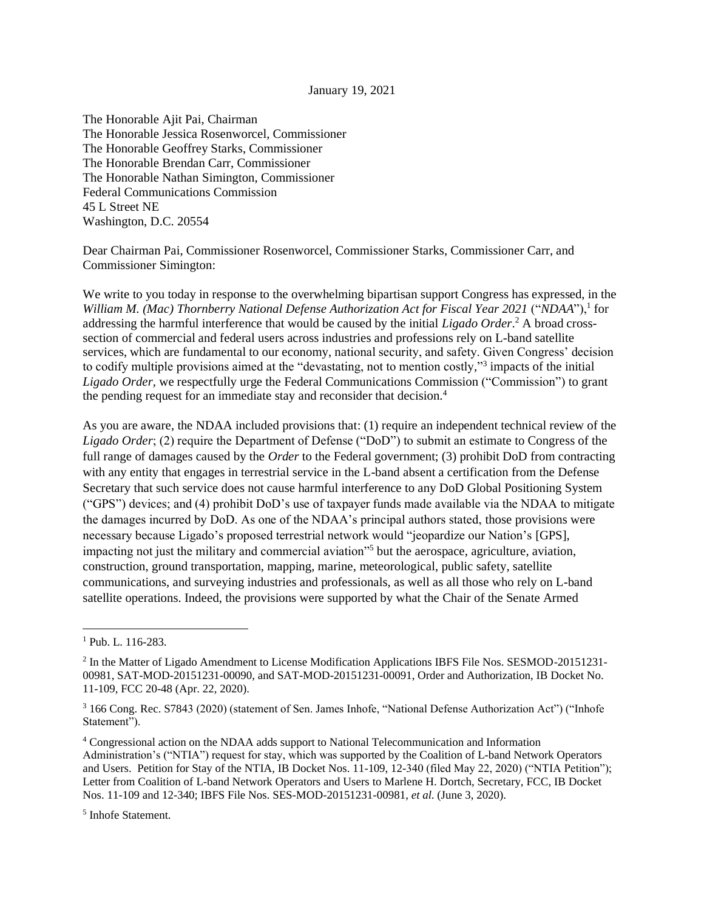January 19, 2021

The Honorable Ajit Pai, Chairman
The Honorable Jessica Rosenworcel, Commissioner
The Honorable Geoffrey Starks, Commissioner
The Honorable Brendan Carr, Commissioner
The Honorable Nathan Simington, Commissioner
Federal Communications Commission
45 L Street NE
Washington, D.C. 20554

Dear Chairman Pai, Commissioner Rosenworcel, Commissioner Starks, Commissioner Carr, and Commissioner Simington:

We write to you today in response to the overwhelming bipartisan support Congress has expressed, in the *William M. (Mac) Thornberry National Defense Authorization Act for Fiscal Year 2021* ("*NDAA*"),[1] for addressing the harmful interference that would be caused by the initial *Ligado Order*.[2] A broad cross-section of commercial and federal users across industries and professions rely on L-band satellite services, which are fundamental to our economy, national security, and safety. Given Congress' decision to codify multiple provisions aimed at the "devastating, not to mention costly,"[3] impacts of the initial *Ligado Order*, we respectfully urge the Federal Communications Commission ("Commission") to grant the pending request for an immediate stay and reconsider that decision.[4]

As you are aware, the NDAA included provisions that: (1) require an independent technical review of the *Ligado Order*; (2) require the Department of Defense ("DoD") to submit an estimate to Congress of the full range of damages caused by the *Order* to the Federal government; (3) prohibit DoD from contracting with any entity that engages in terrestrial service in the L-band absent a certification from the Defense Secretary that such service does not cause harmful interference to any DoD Global Positioning System ("GPS") devices; and (4) prohibit DoD's use of taxpayer funds made available via the NDAA to mitigate the damages incurred by DoD. As one of the NDAA's principal authors stated, those provisions were necessary because Ligado's proposed terrestrial network would "jeopardize our Nation's [GPS], impacting not just the military and commercial aviation"[5] but the aerospace, agriculture, aviation, construction, ground transportation, mapping, marine, meteorological, public safety, satellite communications, and surveying industries and professionals, as well as all those who rely on L-band satellite operations. Indeed, the provisions were supported by what the Chair of the Senate Armed

---

[1] Pub. L. 116-283.

[2] In the Matter of Ligado Amendment to License Modification Applications IBFS File Nos. SESMOD-20151231-00981, SAT-MOD-20151231-00090, and SAT-MOD-20151231-00091, Order and Authorization, IB Docket No. 11-109, FCC 20-48 (Apr. 22, 2020).

[3] 166 Cong. Rec. S7843 (2020) (statement of Sen. James Inhofe, "National Defense Authorization Act") ("Inhofe Statement").

[4] Congressional action on the NDAA adds support to National Telecommunication and Information Administration's ("NTIA") request for stay, which was supported by the Coalition of L-band Network Operators and Users. Petition for Stay of the NTIA, IB Docket Nos. 11-109, 12-340 (filed May 22, 2020) ("NTIA Petition"); Letter from Coalition of L-band Network Operators and Users to Marlene H. Dortch, Secretary, FCC, IB Docket Nos. 11-109 and 12-340; IBFS File Nos. SES-MOD-20151231-00981, *et al.* (June 3, 2020).

[5] Inhofe Statement.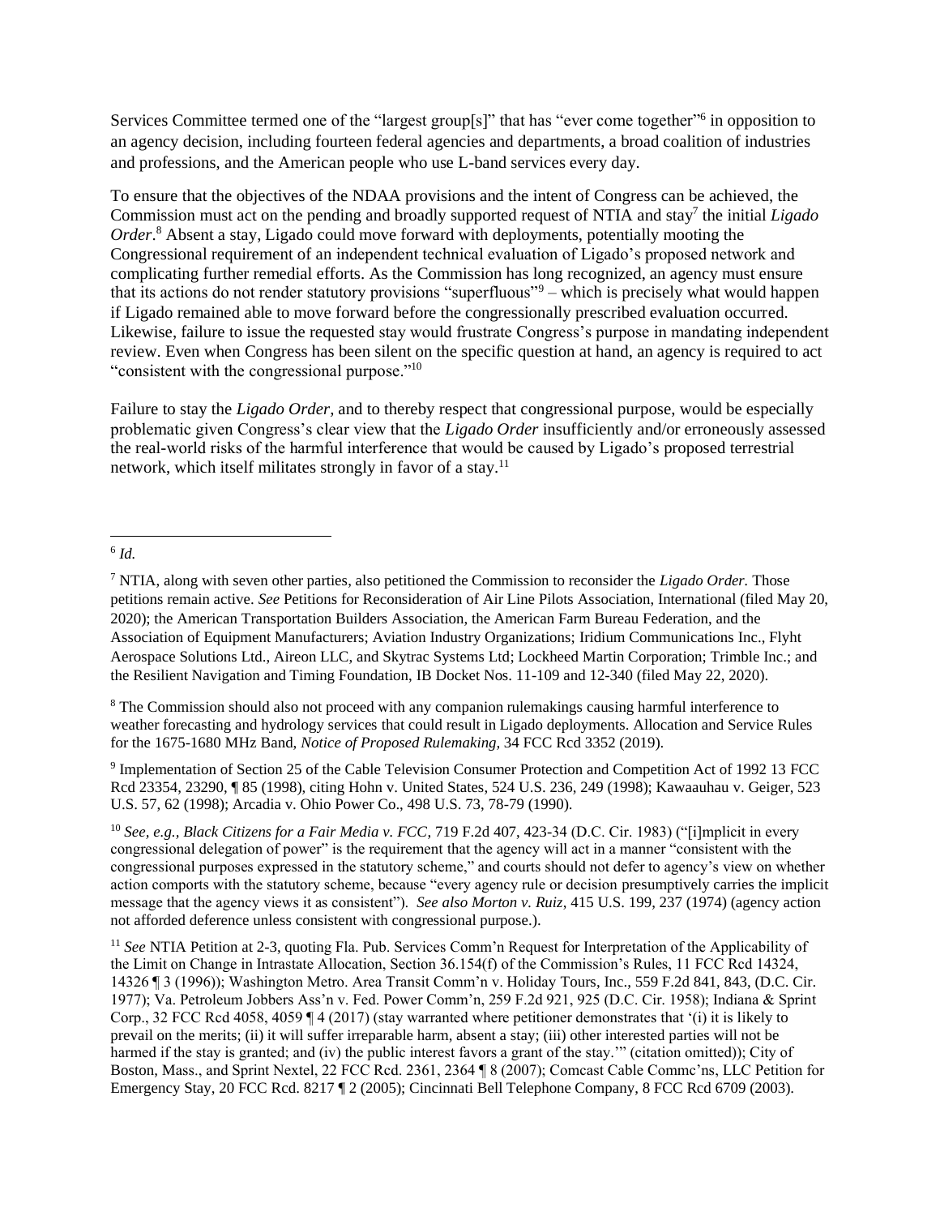Services Committee termed one of the "largest group[s]" that has "ever come together"[6] in opposition to an agency decision, including fourteen federal agencies and departments, a broad coalition of industries and professions, and the American people who use L-band services every day.

To ensure that the objectives of the NDAA provisions and the intent of Congress can be achieved, the Commission must act on the pending and broadly supported request of NTIA and stay[7] the initial *Ligado Order*.[8] Absent a stay, Ligado could move forward with deployments, potentially mooting the Congressional requirement of an independent technical evaluation of Ligado's proposed network and complicating further remedial efforts. As the Commission has long recognized, an agency must ensure that its actions do not render statutory provisions "superfluous"[9] – which is precisely what would happen if Ligado remained able to move forward before the congressionally prescribed evaluation occurred. Likewise, failure to issue the requested stay would frustrate Congress's purpose in mandating independent review. Even when Congress has been silent on the specific question at hand, an agency is required to act "consistent with the congressional purpose."[10]

Failure to stay the *Ligado Order*, and to thereby respect that congressional purpose, would be especially problematic given Congress's clear view that the *Ligado Order* insufficiently and/or erroneously assessed the real-world risks of the harmful interference that would be caused by Ligado's proposed terrestrial network, which itself militates strongly in favor of a stay.[11]

---

[6] *Id.*

[7] NTIA, along with seven other parties, also petitioned the Commission to reconsider the *Ligado Order.* Those petitions remain active. *See* Petitions for Reconsideration of Air Line Pilots Association, International (filed May 20, 2020); the American Transportation Builders Association, the American Farm Bureau Federation, and the Association of Equipment Manufacturers; Aviation Industry Organizations; Iridium Communications Inc., Flyht Aerospace Solutions Ltd., Aireon LLC, and Skytrac Systems Ltd; Lockheed Martin Corporation; Trimble Inc.; and the Resilient Navigation and Timing Foundation, IB Docket Nos. 11-109 and 12-340 (filed May 22, 2020).

[8] The Commission should also not proceed with any companion rulemakings causing harmful interference to weather forecasting and hydrology services that could result in Ligado deployments. Allocation and Service Rules for the 1675-1680 MHz Band, *Notice of Proposed Rulemaking*, 34 FCC Rcd 3352 (2019).

[9] Implementation of Section 25 of the Cable Television Consumer Protection and Competition Act of 1992 13 FCC Rcd 23354, 23290, ¶ 85 (1998), citing Hohn v. United States, 524 U.S. 236, 249 (1998); Kawaauhau v. Geiger, 523 U.S. 57, 62 (1998); Arcadia v. Ohio Power Co., 498 U.S. 73, 78-79 (1990).

[10] *See, e.g., Black Citizens for a Fair Media v. FCC*, 719 F.2d 407, 423-34 (D.C. Cir. 1983) ("[i]mplicit in every congressional delegation of power" is the requirement that the agency will act in a manner "consistent with the congressional purposes expressed in the statutory scheme," and courts should not defer to agency's view on whether action comports with the statutory scheme, because "every agency rule or decision presumptively carries the implicit message that the agency views it as consistent"). *See also Morton v. Ruiz*, 415 U.S. 199, 237 (1974) (agency action not afforded deference unless consistent with congressional purpose.).

[11] *See* NTIA Petition at 2-3, quoting Fla. Pub. Services Comm'n Request for Interpretation of the Applicability of the Limit on Change in Intrastate Allocation, Section 36.154(f) of the Commission's Rules, 11 FCC Rcd 14324, 14326 ¶ 3 (1996)); Washington Metro. Area Transit Comm'n v. Holiday Tours, Inc., 559 F.2d 841, 843, (D.C. Cir. 1977); Va. Petroleum Jobbers Ass'n v. Fed. Power Comm'n, 259 F.2d 921, 925 (D.C. Cir. 1958); Indiana & Sprint Corp., 32 FCC Rcd 4058, 4059 ¶ 4 (2017) (stay warranted where petitioner demonstrates that '(i) it is likely to prevail on the merits; (ii) it will suffer irreparable harm, absent a stay; (iii) other interested parties will not be harmed if the stay is granted; and (iv) the public interest favors a grant of the stay.'" (citation omitted)); City of Boston, Mass., and Sprint Nextel, 22 FCC Rcd. 2361, 2364 ¶ 8 (2007); Comcast Cable Commc'ns, LLC Petition for Emergency Stay, 20 FCC Rcd. 8217 ¶ 2 (2005); Cincinnati Bell Telephone Company, 8 FCC Rcd 6709 (2003).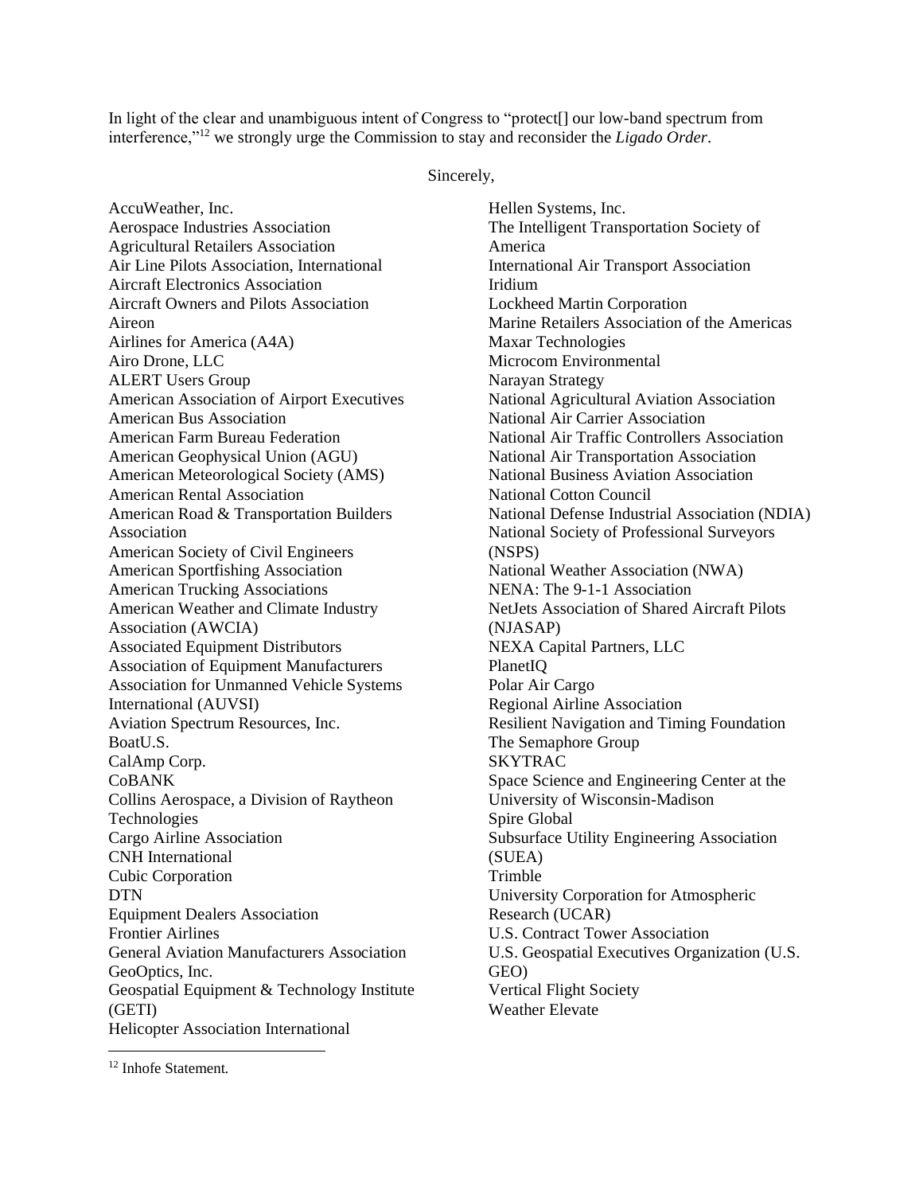In light of the clear and unambiguous intent of Congress to "protect[] our low-band spectrum from interference,"[12] we strongly urge the Commission to stay and reconsider the *Ligado Order*.

Sincerely,

AccuWeather, Inc.
Aerospace Industries Association
Agricultural Retailers Association
Air Line Pilots Association, International
Aircraft Electronics Association
Aircraft Owners and Pilots Association
Aireon
Airlines for America (A4A)
Airo Drone, LLC
ALERT Users Group
American Association of Airport Executives
American Bus Association
American Farm Bureau Federation
American Geophysical Union (AGU)
American Meteorological Society (AMS)
American Rental Association
American Road & Transportation Builders Association
American Society of Civil Engineers
American Sportfishing Association
American Trucking Associations
American Weather and Climate Industry Association (AWCIA)
Associated Equipment Distributors
Association of Equipment Manufacturers
Association for Unmanned Vehicle Systems International (AUVSI)
Aviation Spectrum Resources, Inc.
BoatU.S.
CalAmp Corp.
CoBANK
Collins Aerospace, a Division of Raytheon Technologies
Cargo Airline Association
CNH International
Cubic Corporation
DTN
Equipment Dealers Association
Frontier Airlines
General Aviation Manufacturers Association
GeoOptics, Inc.
Geospatial Equipment & Technology Institute (GETI)
Helicopter Association International
Hellen Systems, Inc.
The Intelligent Transportation Society of America
International Air Transport Association
Iridium
Lockheed Martin Corporation
Marine Retailers Association of the Americas
Maxar Technologies
Microcom Environmental
Narayan Strategy
National Agricultural Aviation Association
National Air Carrier Association
National Air Traffic Controllers Association
National Air Transportation Association
National Business Aviation Association
National Cotton Council
National Defense Industrial Association (NDIA)
National Society of Professional Surveyors (NSPS)
National Weather Association (NWA)
NENA: The 9-1-1 Association
NetJets Association of Shared Aircraft Pilots (NJASAP)
NEXA Capital Partners, LLC
PlanetIQ
Polar Air Cargo
Regional Airline Association
Resilient Navigation and Timing Foundation
The Semaphore Group
SKYTRAC
Space Science and Engineering Center at the University of Wisconsin-Madison
Spire Global
Subsurface Utility Engineering Association (SUEA)
Trimble
University Corporation for Atmospheric Research (UCAR)
U.S. Contract Tower Association
U.S. Geospatial Executives Organization (U.S. GEO)
Vertical Flight Society
Weather Elevate

[12] Inhofe Statement.